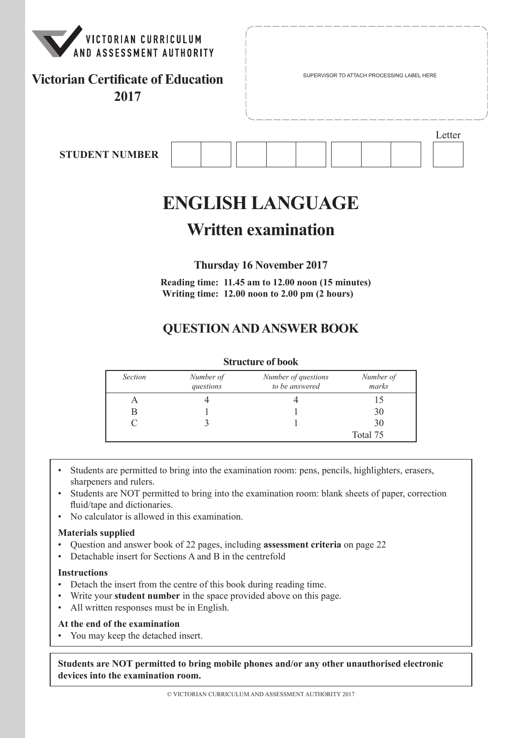VICTORIAN CURRICULUM AND ASSESSMENT AUTHORITY

**Victorian Certificate of Education 2017**

SUPERVISOR TO ATTACH PROCESSING LABEL HERE

**STUDENT NUMBER** | | | | | | | | | Letter

# ENGLISH LANGUAGE

## Written examination

**Thursday 16 November 2017**

**Reading time: 11.45 am to 12.00 noon (15 minutes)**
**Writing time: 12.00 noon to 2.00 pm (2 hours)**

## QUESTION AND ANSWER BOOK

**Structure of book**

| *Section* | *Number of questions* | *Number of questions to be answered* | *Number of marks* |
|---|---|---|---|
| A | 4 | 4 | 15 |
| B | 1 | 1 | 30 |
| C | 3 | 1 | 30 |
| | | | Total 75 |

- Students are permitted to bring into the examination room: pens, pencils, highlighters, erasers, sharpeners and rulers.
- Students are NOT permitted to bring into the examination room: blank sheets of paper, correction fluid/tape and dictionaries.
- No calculator is allowed in this examination.

**Materials supplied**
- Question and answer book of 22 pages, including **assessment criteria** on page 22
- Detachable insert for Sections A and B in the centrefold

**Instructions**
- Detach the insert from the centre of this book during reading time.
- Write your **student number** in the space provided above on this page.
- All written responses must be in English.

**At the end of the examination**
- You may keep the detached insert.

**Students are NOT permitted to bring mobile phones and/or any other unauthorised electronic devices into the examination room.**

© VICTORIAN CURRICULUM AND ASSESSMENT AUTHORITY 2017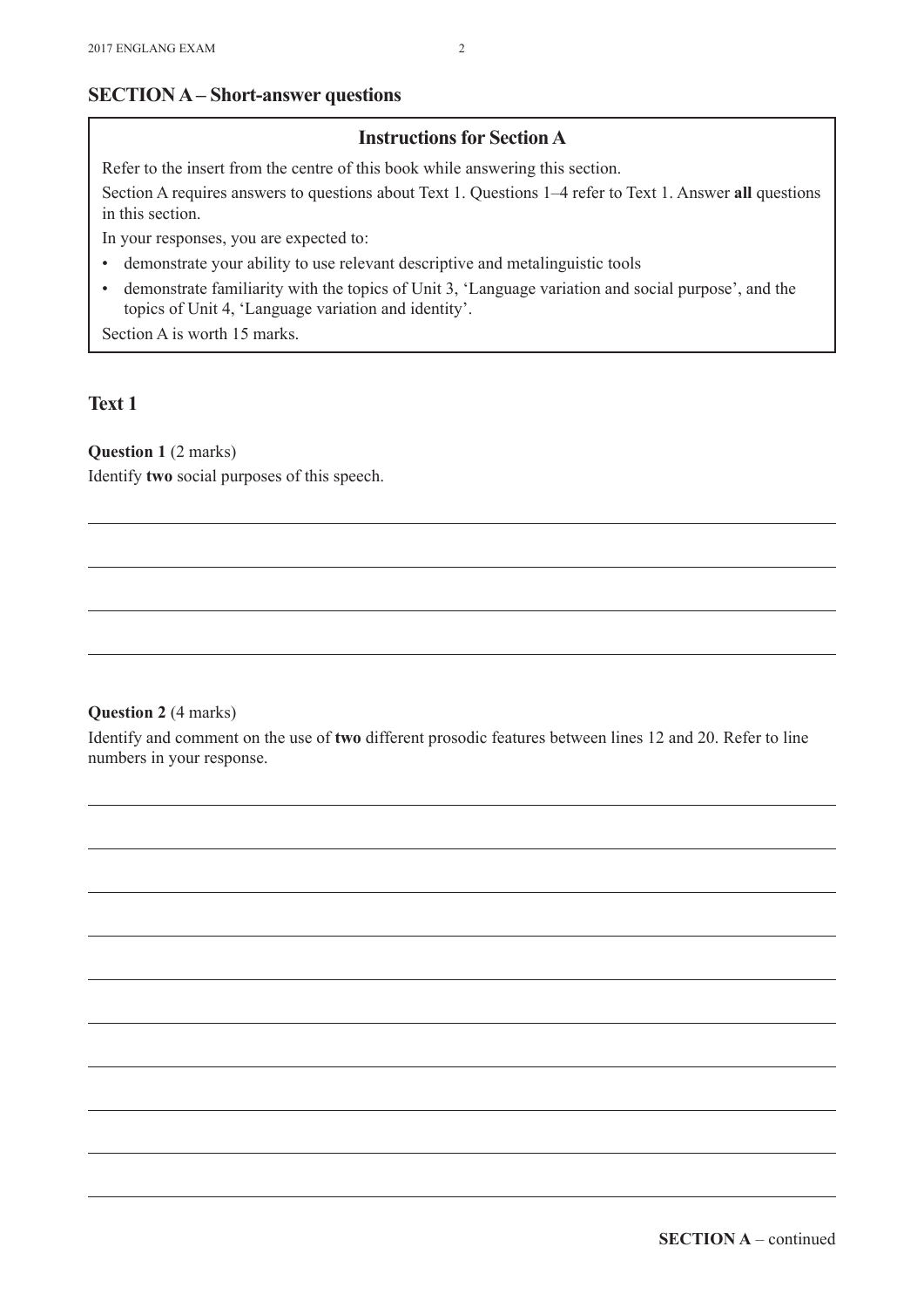## SECTION A – Short-answer questions

### Instructions for Section A

Refer to the insert from the centre of this book while answering this section.

Section A requires answers to questions about Text 1. Questions 1–4 refer to Text 1. Answer **all** questions in this section.

In your responses, you are expected to:

- demonstrate your ability to use relevant descriptive and metalinguistic tools
- demonstrate familiarity with the topics of Unit 3, 'Language variation and social purpose', and the topics of Unit 4, 'Language variation and identity'.

Section A is worth 15 marks.

## Text 1

**Question 1** (2 marks)

Identify **two** social purposes of this speech.

**Question 2** (4 marks)

Identify and comment on the use of **two** different prosodic features between lines 12 and 20. Refer to line numbers in your response.

**SECTION A** – continued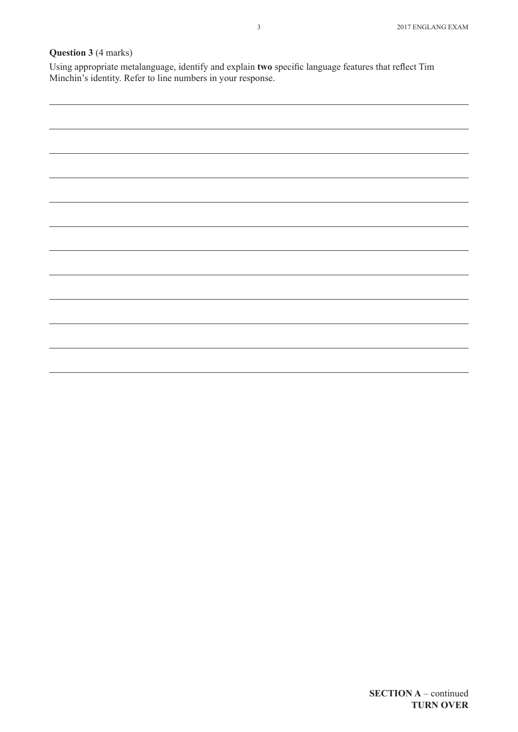**Question 3** (4 marks)

Using appropriate metalanguage, identify and explain **two** specific language features that reflect Tim Minchin's identity. Refer to line numbers in your response.

**SECTION A** – continued
**TURN OVER**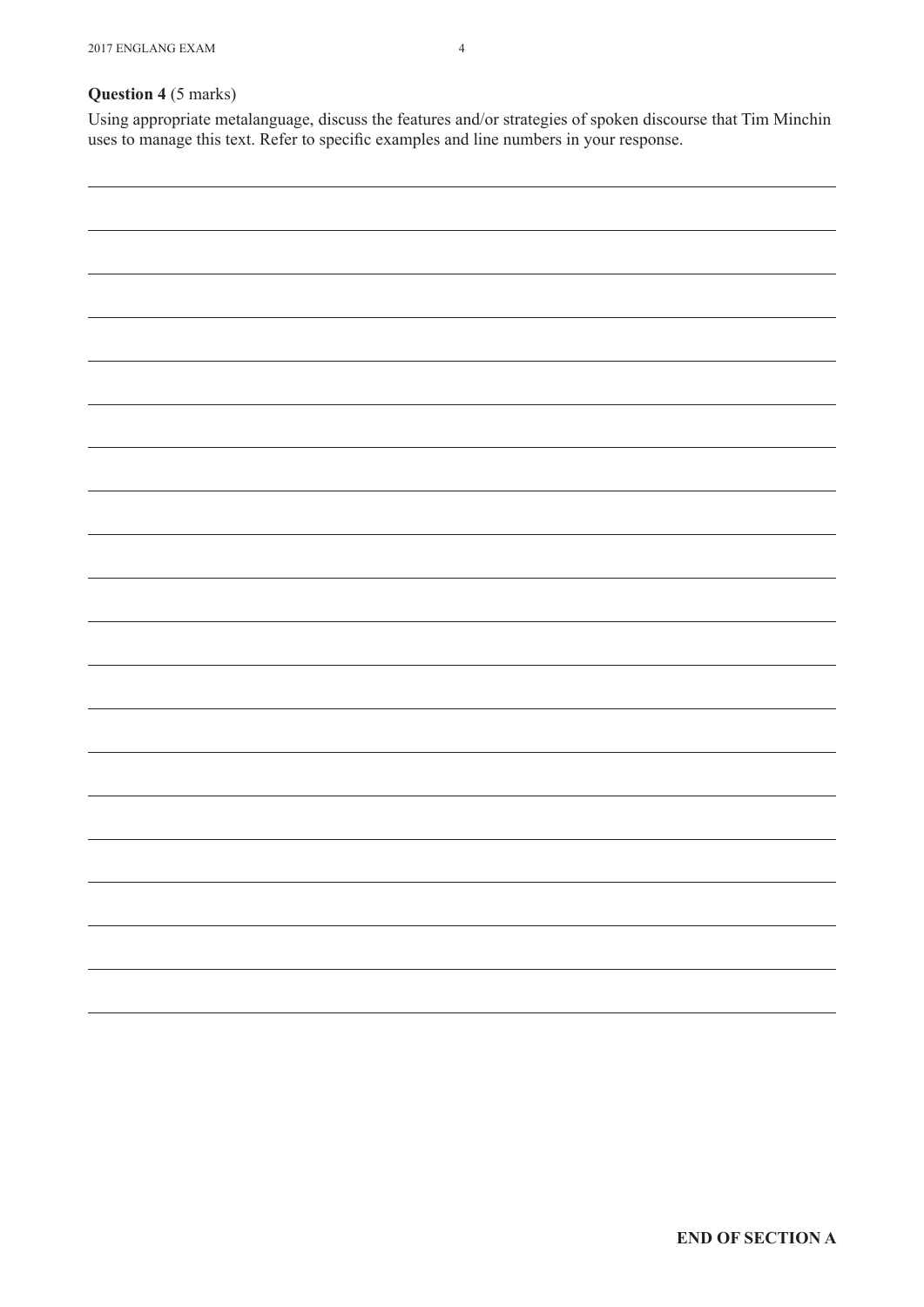**Question 4** (5 marks)

Using appropriate metalanguage, discuss the features and/or strategies of spoken discourse that Tim Minchin uses to manage this text. Refer to specific examples and line numbers in your response.

**END OF SECTION A**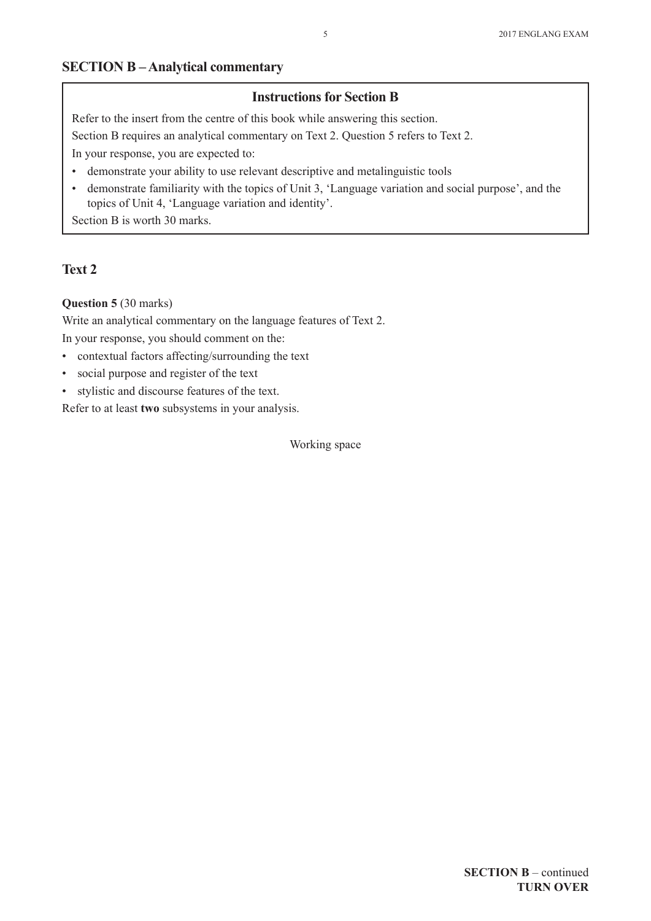## SECTION B – Analytical commentary

### Instructions for Section B

Refer to the insert from the centre of this book while answering this section.

Section B requires an analytical commentary on Text 2. Question 5 refers to Text 2.

In your response, you are expected to:

- demonstrate your ability to use relevant descriptive and metalinguistic tools
- demonstrate familiarity with the topics of Unit 3, 'Language variation and social purpose', and the topics of Unit 4, 'Language variation and identity'.

Section B is worth 30 marks.

## Text 2

**Question 5** (30 marks)

Write an analytical commentary on the language features of Text 2.

In your response, you should comment on the:

- contextual factors affecting/surrounding the text
- social purpose and register of the text
- stylistic and discourse features of the text.

Refer to at least **two** subsystems in your analysis.

Working space

**SECTION B** – continued
**TURN OVER**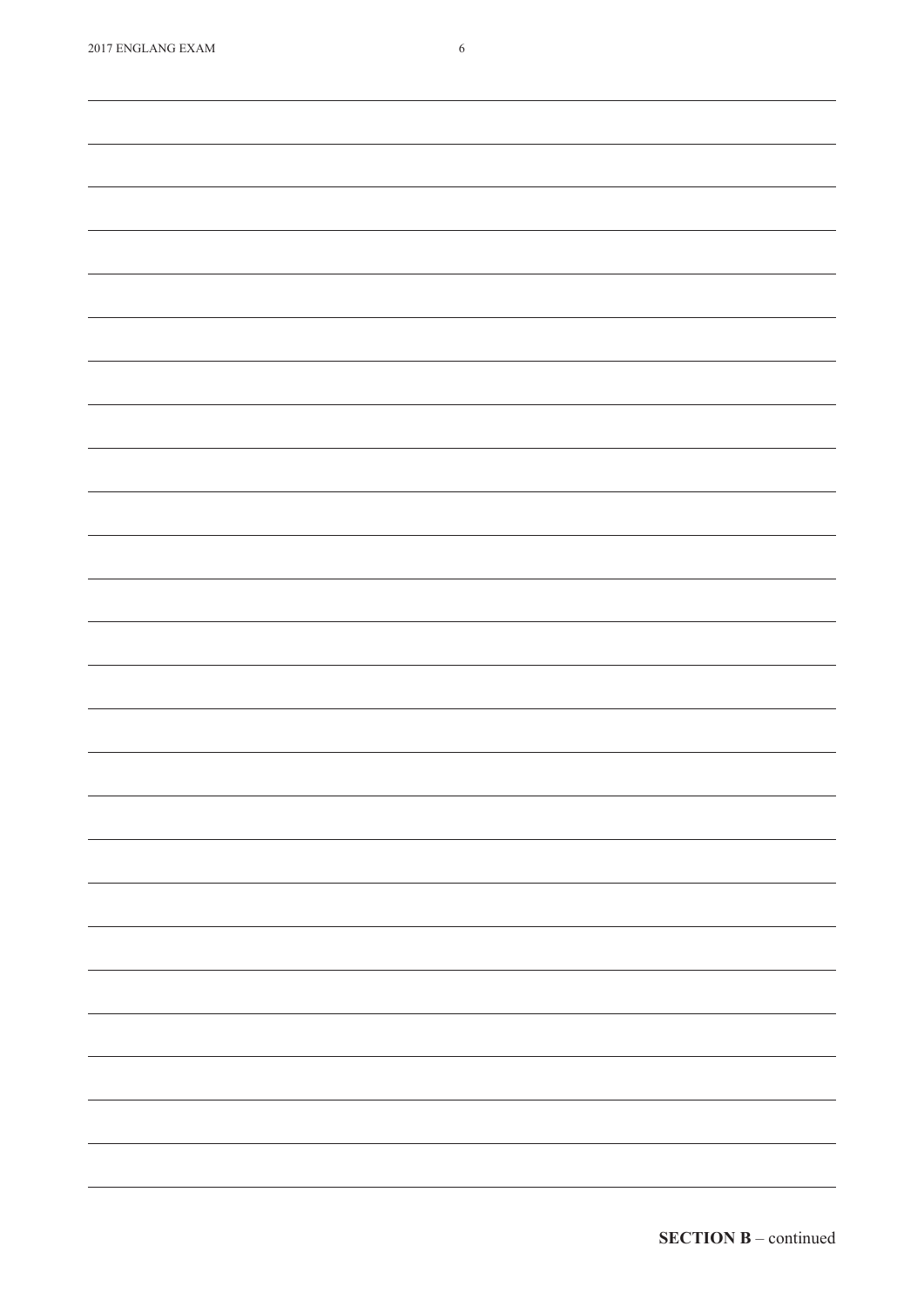**SECTION B** – continued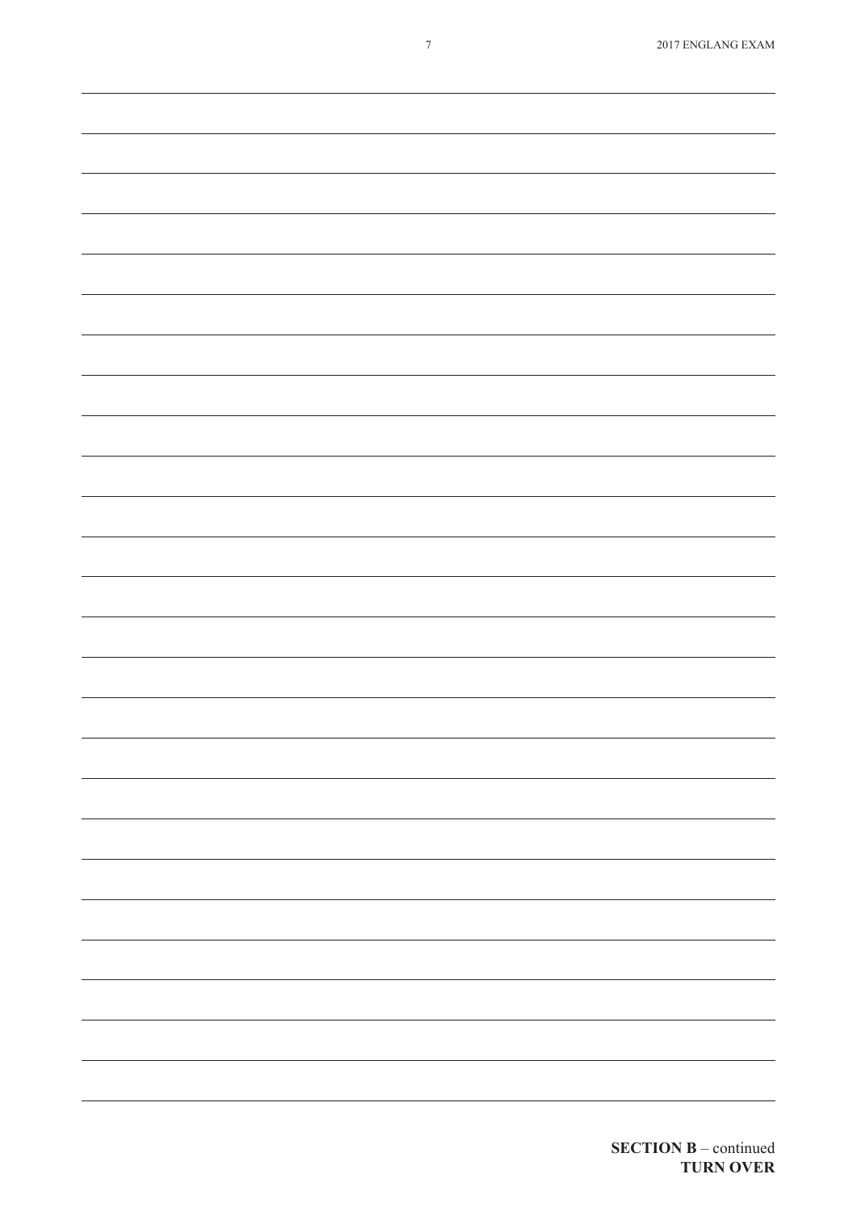**SECTION B** – continued
**TURN OVER**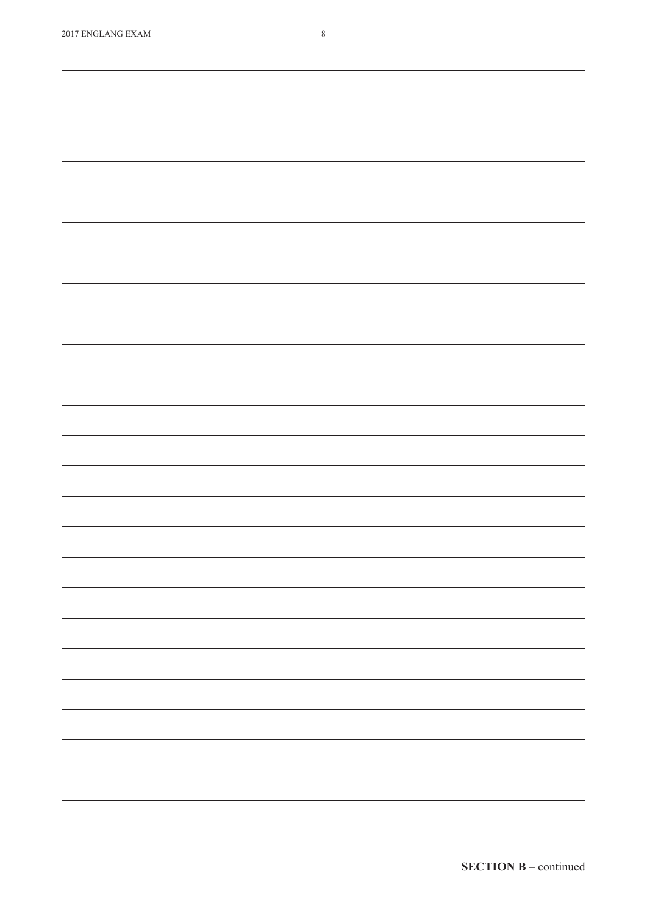**SECTION B** – continued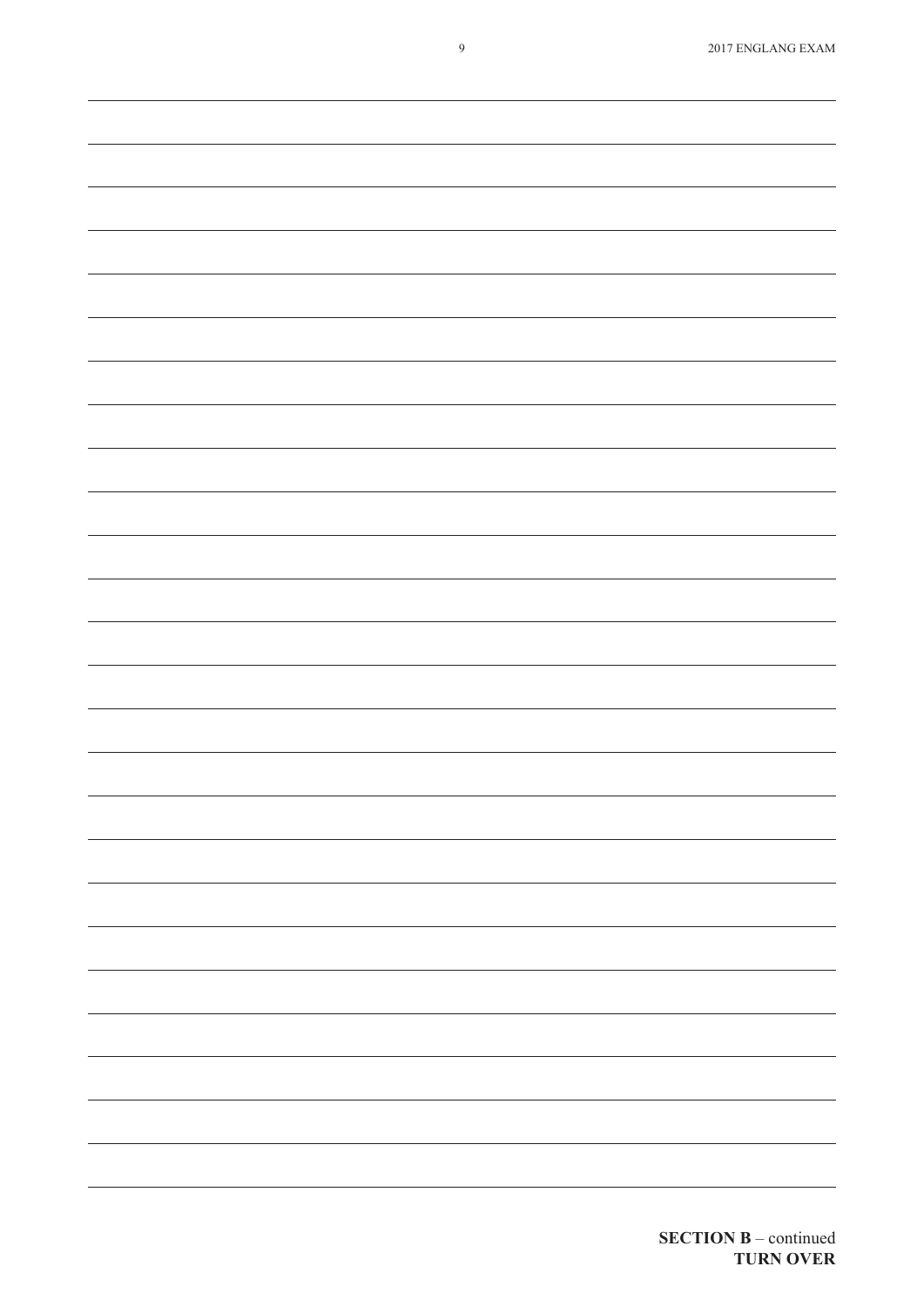**SECTION B** – continued
**TURN OVER**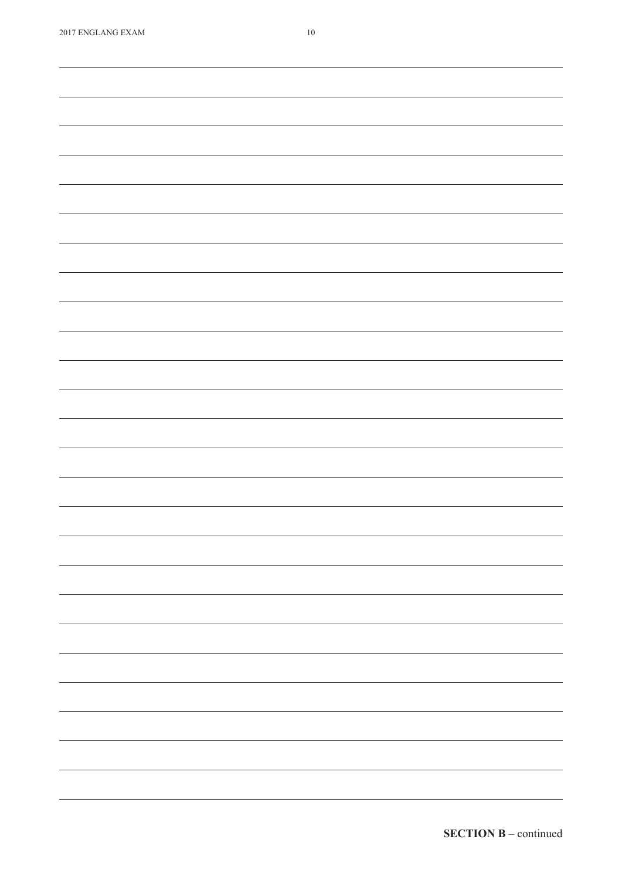**SECTION B** – continued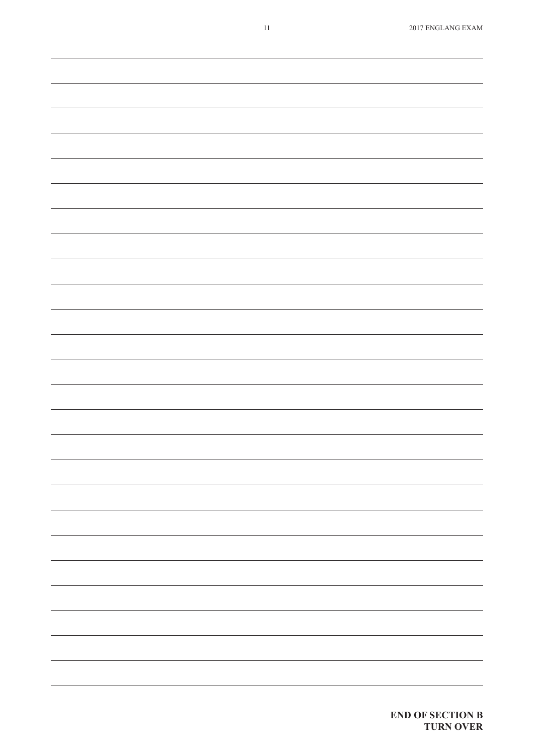**END OF SECTION B**
**TURN OVER**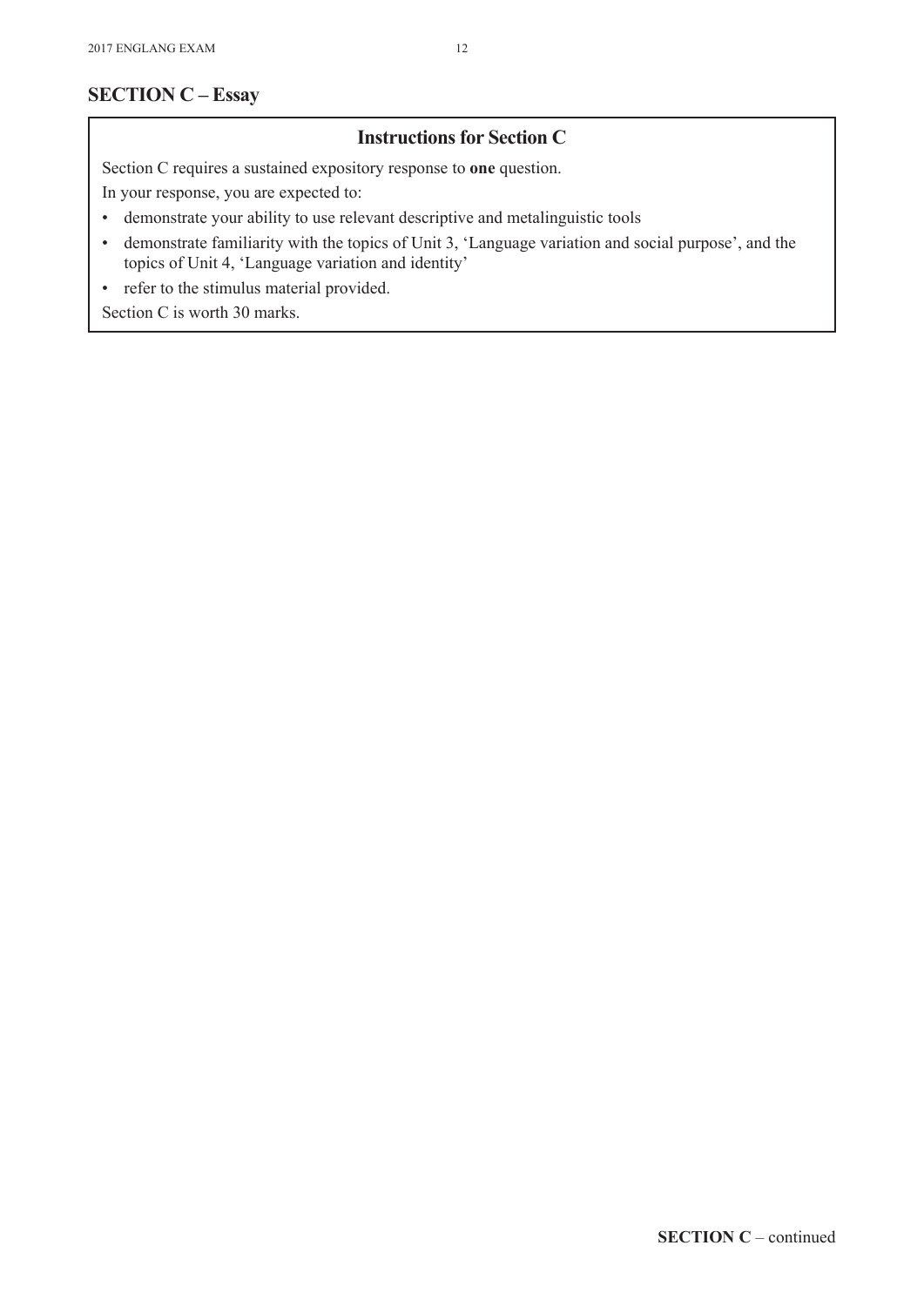## SECTION C – Essay

### Instructions for Section C

Section C requires a sustained expository response to **one** question.

In your response, you are expected to:

- demonstrate your ability to use relevant descriptive and metalinguistic tools
- demonstrate familiarity with the topics of Unit 3, 'Language variation and social purpose', and the topics of Unit 4, 'Language variation and identity'
- refer to the stimulus material provided.

Section C is worth 30 marks.

**SECTION C** – continued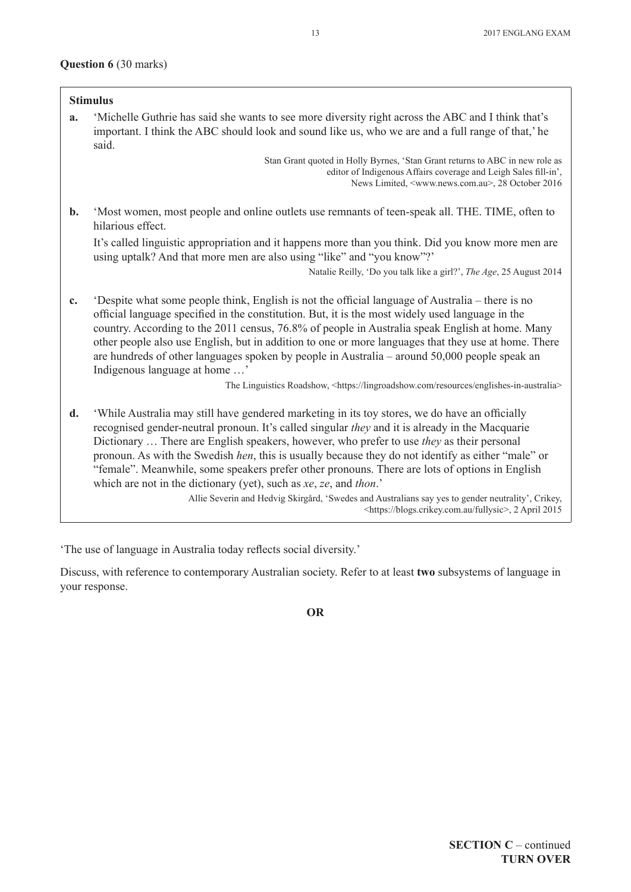**Question 6** (30 marks)

**Stimulus**

**a.** 'Michelle Guthrie has said she wants to see more diversity right across the ABC and I think that's important. I think the ABC should look and sound like us, who we are and a full range of that,' he said.

Stan Grant quoted in Holly Byrnes, 'Stan Grant returns to ABC in new role as editor of Indigenous Affairs coverage and Leigh Sales fill-in', News Limited, <www.news.com.au>, 28 October 2016

**b.** 'Most women, most people and online outlets use remnants of teen-speak all. THE. TIME, often to hilarious effect.

It's called linguistic appropriation and it happens more than you think. Did you know more men are using uptalk? And that more men are also using "like" and "you know"?'

Natalie Reilly, 'Do you talk like a girl?', *The Age*, 25 August 2014

**c.** 'Despite what some people think, English is not the official language of Australia – there is no official language specified in the constitution. But, it is the most widely used language in the country. According to the 2011 census, 76.8% of people in Australia speak English at home. Many other people also use English, but in addition to one or more languages that they use at home. There are hundreds of other languages spoken by people in Australia – around 50,000 people speak an Indigenous language at home …'

The Linguistics Roadshow, <https://lingroadshow.com/resources/englishes-in-australia>

**d.** 'While Australia may still have gendered marketing in its toy stores, we do have an officially recognised gender-neutral pronoun. It's called singular *they* and it is already in the Macquarie Dictionary … There are English speakers, however, who prefer to use *they* as their personal pronoun. As with the Swedish *hen*, this is usually because they do not identify as either "male" or "female". Meanwhile, some speakers prefer other pronouns. There are lots of options in English which are not in the dictionary (yet), such as *xe*, *ze*, and *thon*.'

Allie Severin and Hedvig Skirgård, 'Swedes and Australians say yes to gender neutrality', Crikey, <https://blogs.crikey.com.au/fullysic>, 2 April 2015

'The use of language in Australia today reflects social diversity.'

Discuss, with reference to contemporary Australian society. Refer to at least **two** subsystems of language in your response.

**OR**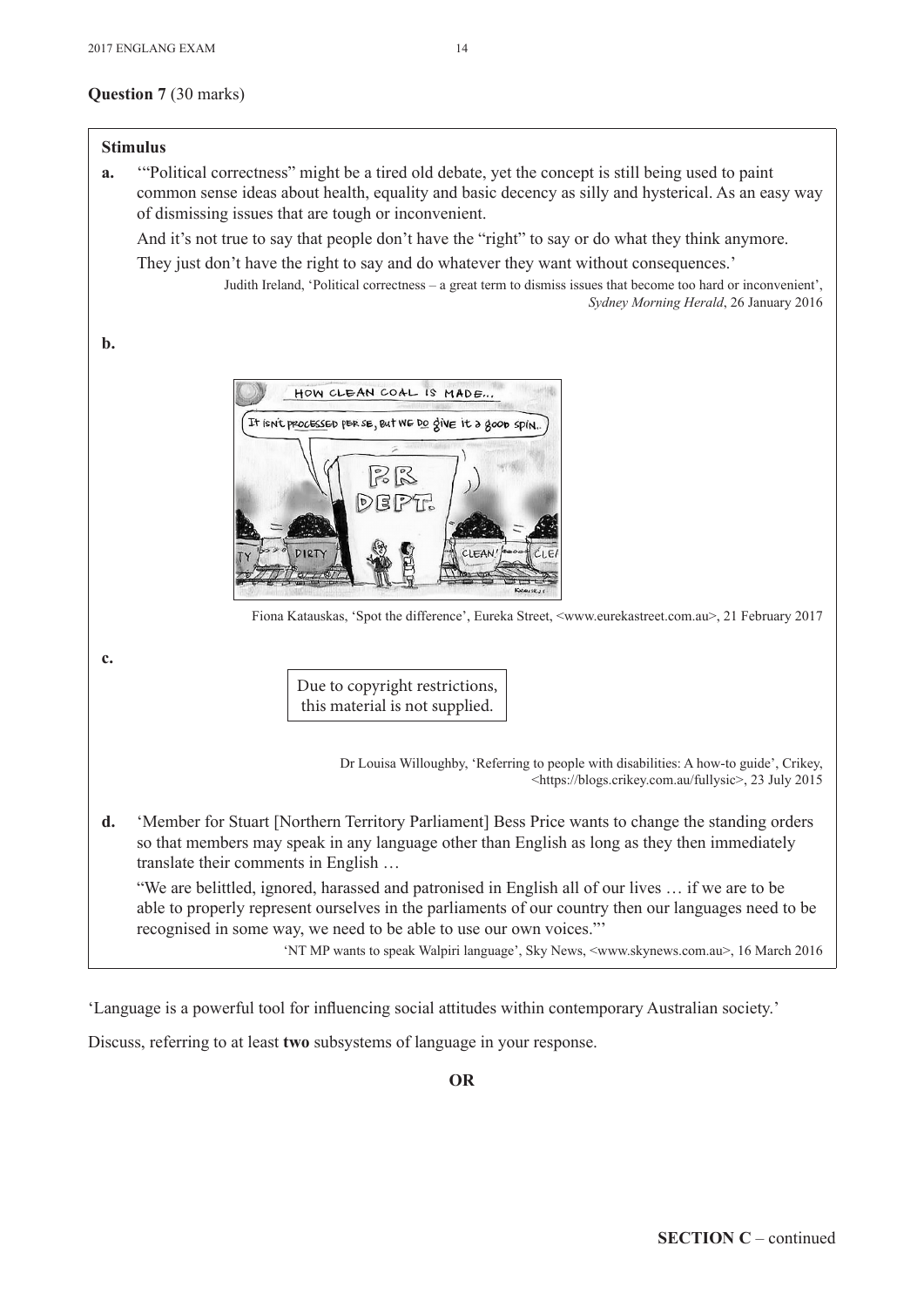**Question 7** (30 marks)

**Stimulus**

**a.** '"Political correctness" might be a tired old debate, yet the concept is still being used to paint common sense ideas about health, equality and basic decency as silly and hysterical. As an easy way of dismissing issues that are tough or inconvenient.

And it's not true to say that people don't have the "right" to say or do what they think anymore.

They just don't have the right to say and do whatever they want without consequences.'

Judith Ireland, 'Political correctness – a great term to dismiss issues that become too hard or inconvenient', *Sydney Morning Herald*, 26 January 2016

**b.**

Fiona Katauskas, 'Spot the difference', Eureka Street, <www.eurekastreet.com.au>, 21 February 2017

**c.**

Due to copyright restrictions, this material is not supplied.

Dr Louisa Willoughby, 'Referring to people with disabilities: A how-to guide', Crikey, <https://blogs.crikey.com.au/fullysic>, 23 July 2015

**d.** 'Member for Stuart [Northern Territory Parliament] Bess Price wants to change the standing orders so that members may speak in any language other than English as long as they then immediately translate their comments in English …

"We are belittled, ignored, harassed and patronised in English all of our lives … if we are to be able to properly represent ourselves in the parliaments of our country then our languages need to be recognised in some way, we need to be able to use our own voices."'

'NT MP wants to speak Walpiri language', Sky News, <www.skynews.com.au>, 16 March 2016

'Language is a powerful tool for influencing social attitudes within contemporary Australian society.'

Discuss, referring to at least **two** subsystems of language in your response.

**OR**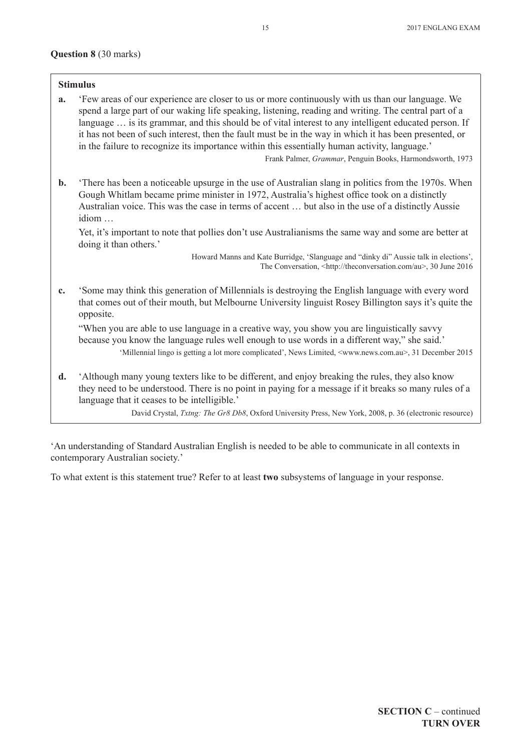**Question 8** (30 marks)

**Stimulus**

**a.** 'Few areas of our experience are closer to us or more continuously with us than our language. We spend a large part of our waking life speaking, listening, reading and writing. The central part of a language … is its grammar, and this should be of vital interest to any intelligent educated person. If it has not been of such interest, then the fault must be in the way in which it has been presented, or in the failure to recognize its importance within this essentially human activity, language.'

Frank Palmer, *Grammar*, Penguin Books, Harmondsworth, 1973

**b.** 'There has been a noticeable upsurge in the use of Australian slang in politics from the 1970s. When Gough Whitlam became prime minister in 1972, Australia's highest office took on a distinctly Australian voice. This was the case in terms of accent … but also in the use of a distinctly Aussie idiom …

Yet, it's important to note that pollies don't use Australianisms the same way and some are better at doing it than others.'

Howard Manns and Kate Burridge, 'Slanguage and "dinky di" Aussie talk in elections', The Conversation, <http://theconversation.com/au>, 30 June 2016

**c.** 'Some may think this generation of Millennials is destroying the English language with every word that comes out of their mouth, but Melbourne University linguist Rosey Billington says it's quite the opposite.

"When you are able to use language in a creative way, you show you are linguistically savvy because you know the language rules well enough to use words in a different way," she said.'

'Millennial lingo is getting a lot more complicated', News Limited, <www.news.com.au>, 31 December 2015

**d.** 'Although many young texters like to be different, and enjoy breaking the rules, they also know they need to be understood. There is no point in paying for a message if it breaks so many rules of a language that it ceases to be intelligible.'

David Crystal, *Txtng: The Gr8 Db8*, Oxford University Press, New York, 2008, p. 36 (electronic resource)

'An understanding of Standard Australian English is needed to be able to communicate in all contexts in contemporary Australian society.'

To what extent is this statement true? Refer to at least **two** subsystems of language in your response.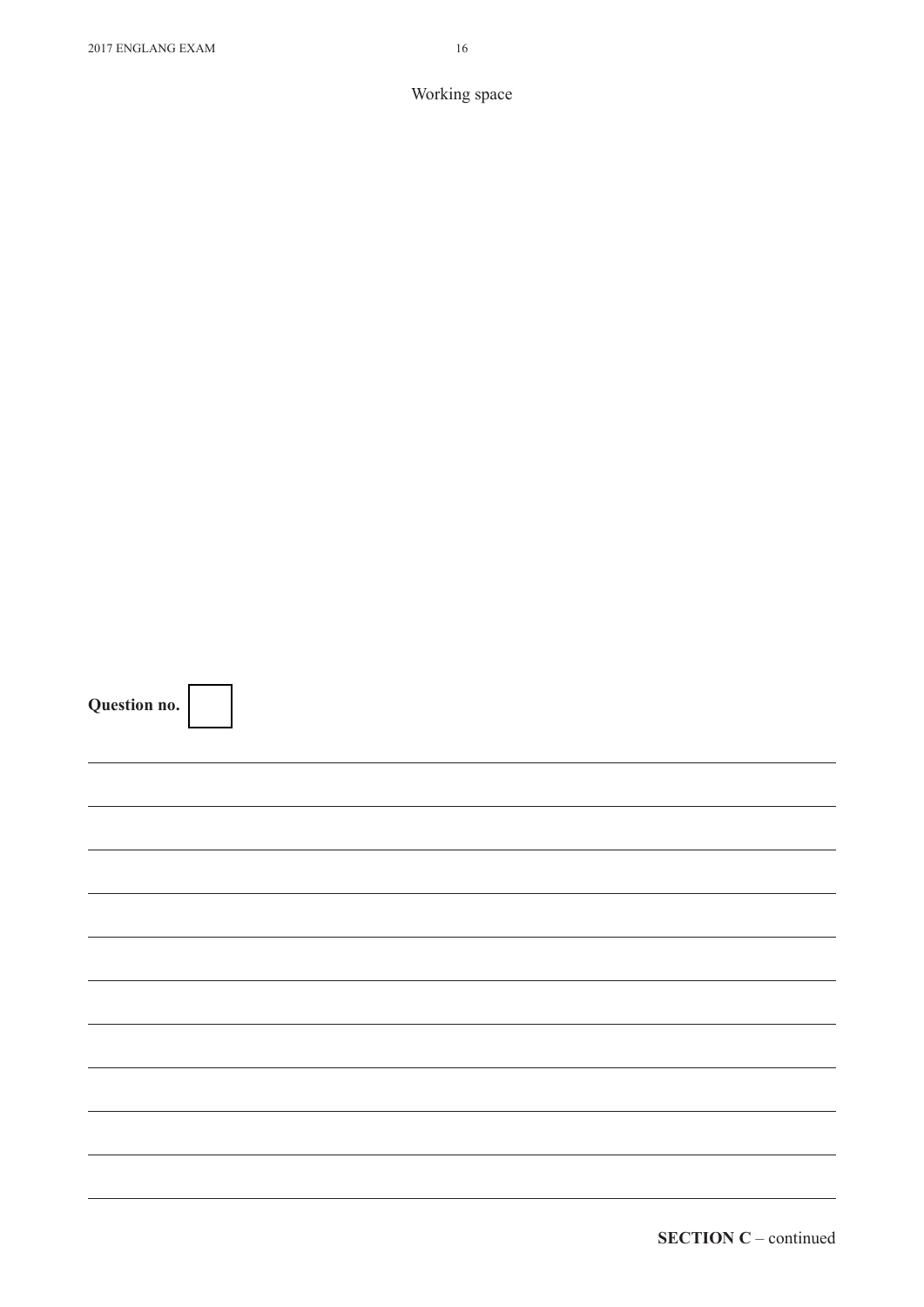Working space

**Question no.**

**SECTION C** – continued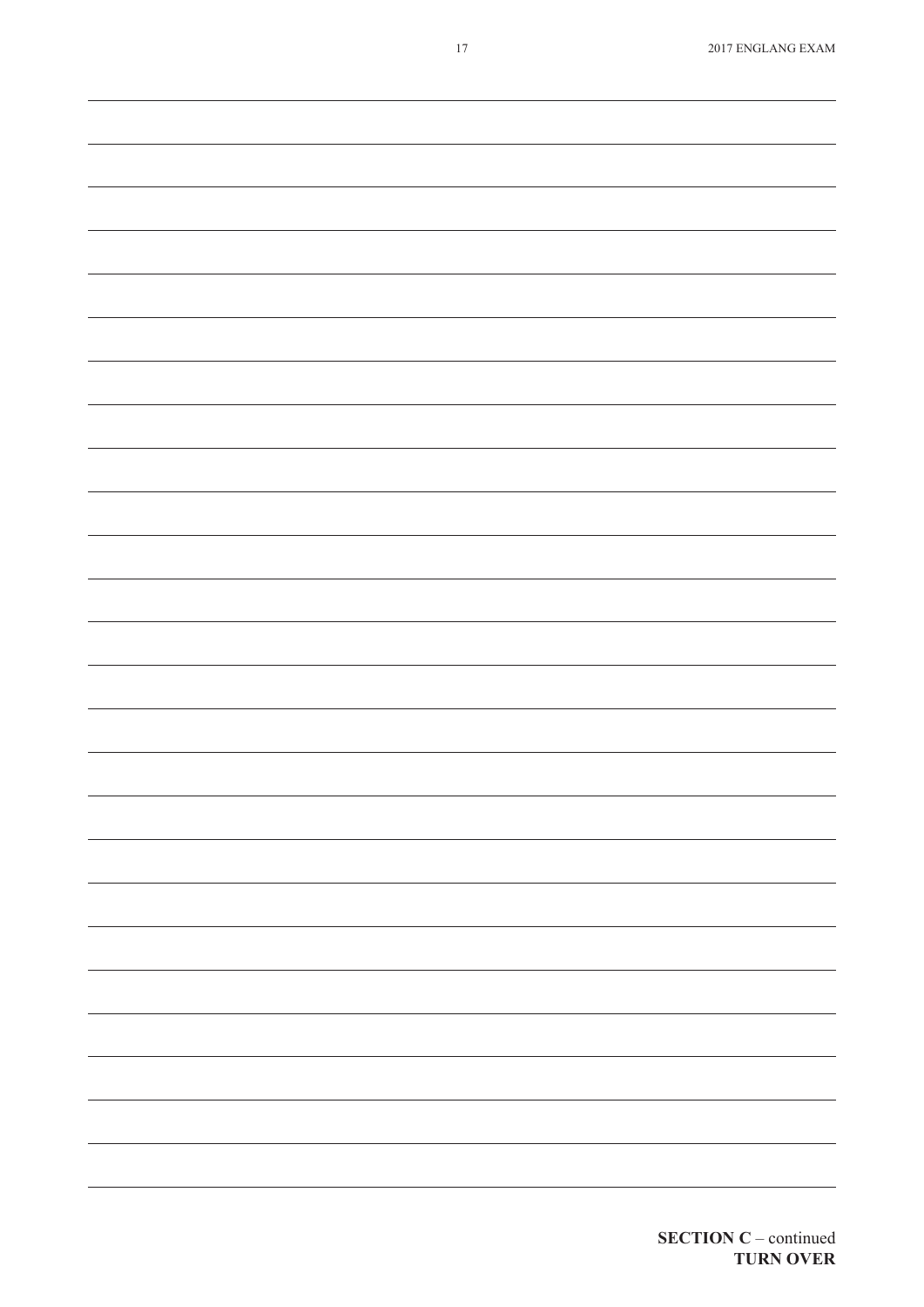**SECTION C** – continued
**TURN OVER**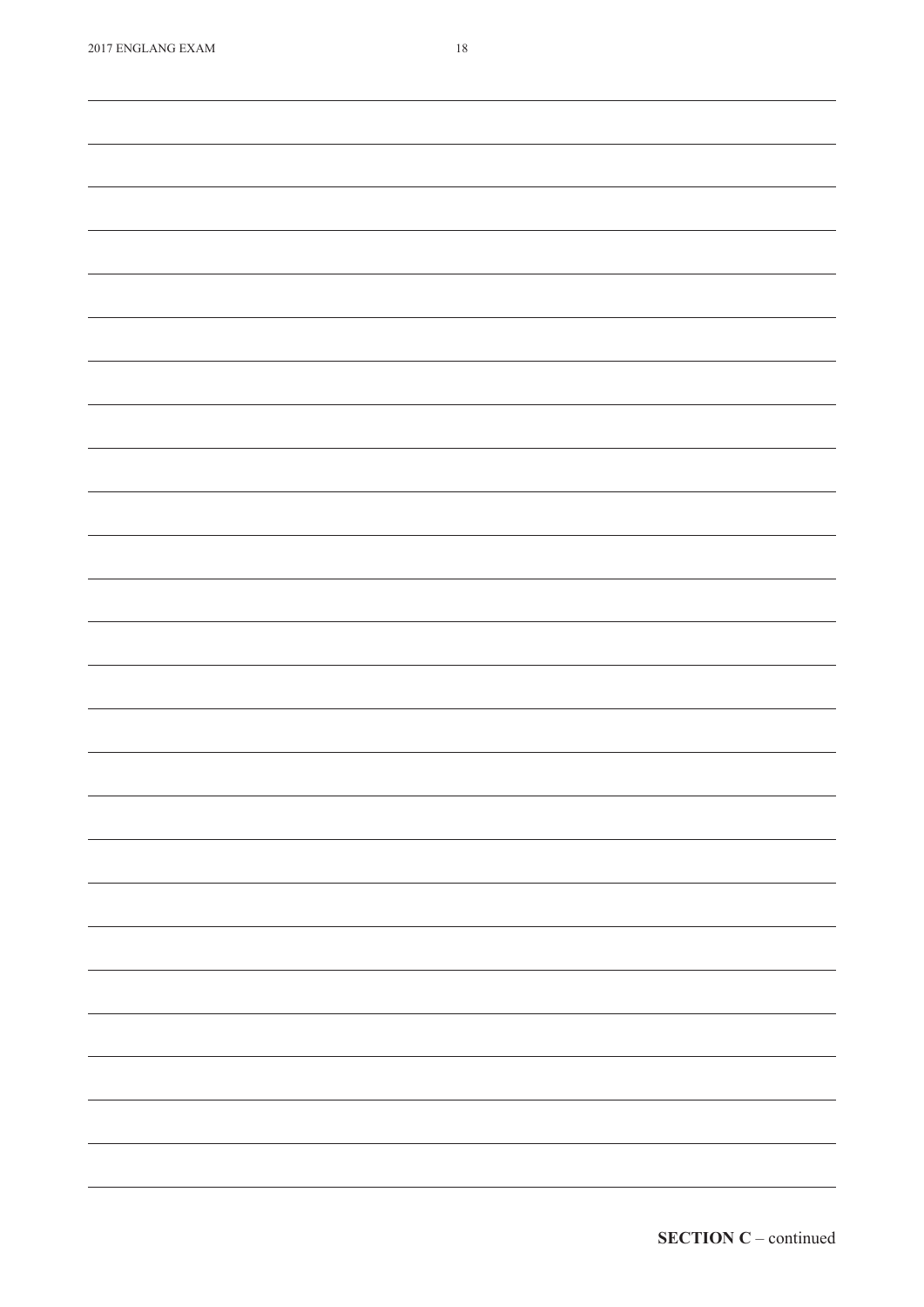**SECTION C** – continued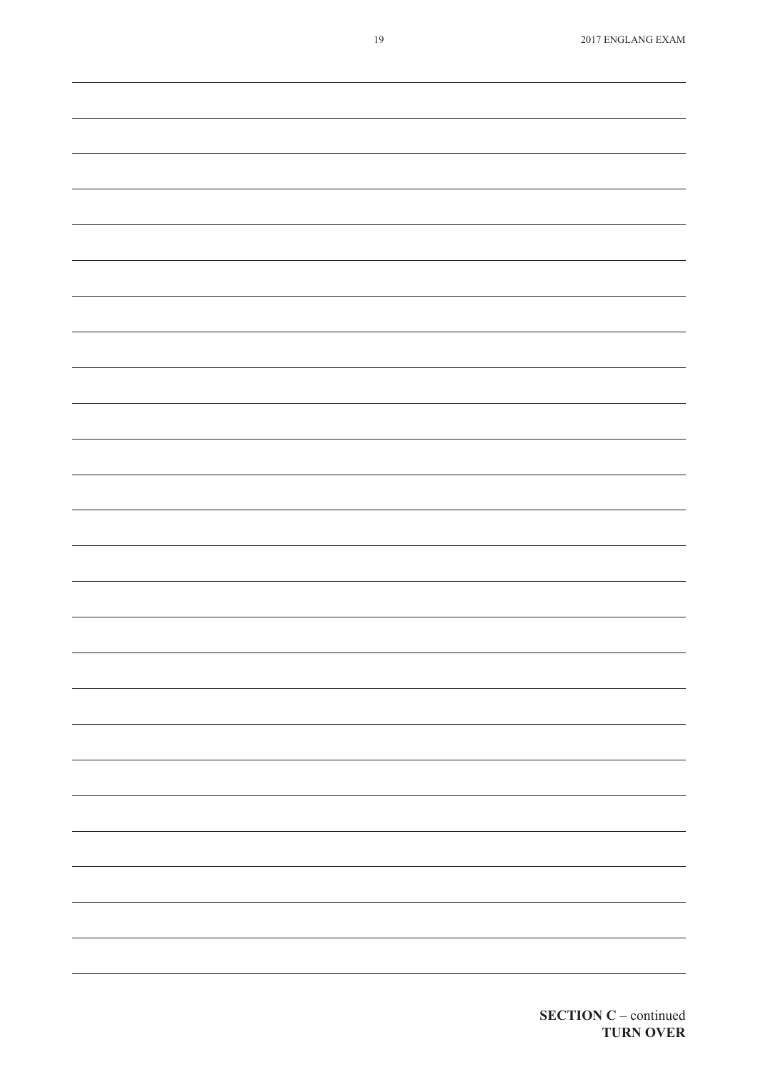**SECTION C** – continued
**TURN OVER**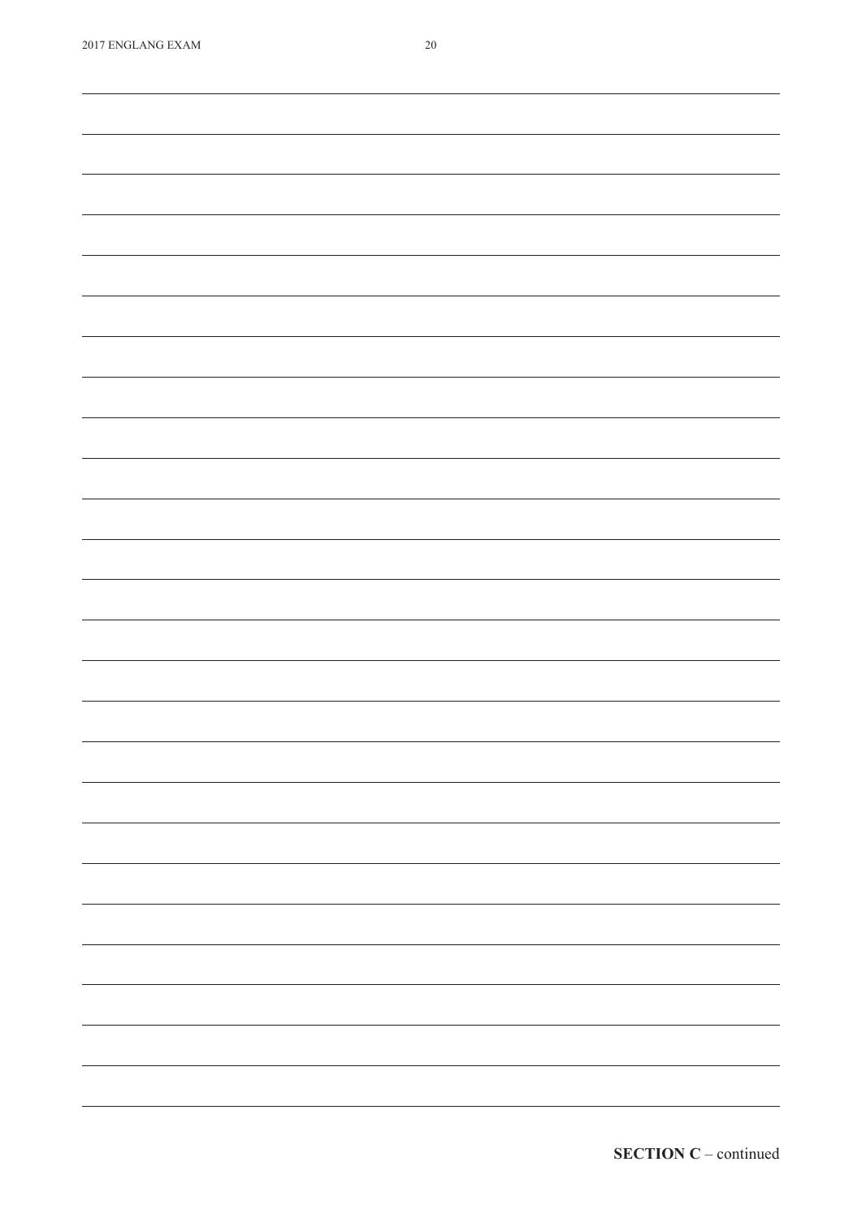**SECTION C** – continued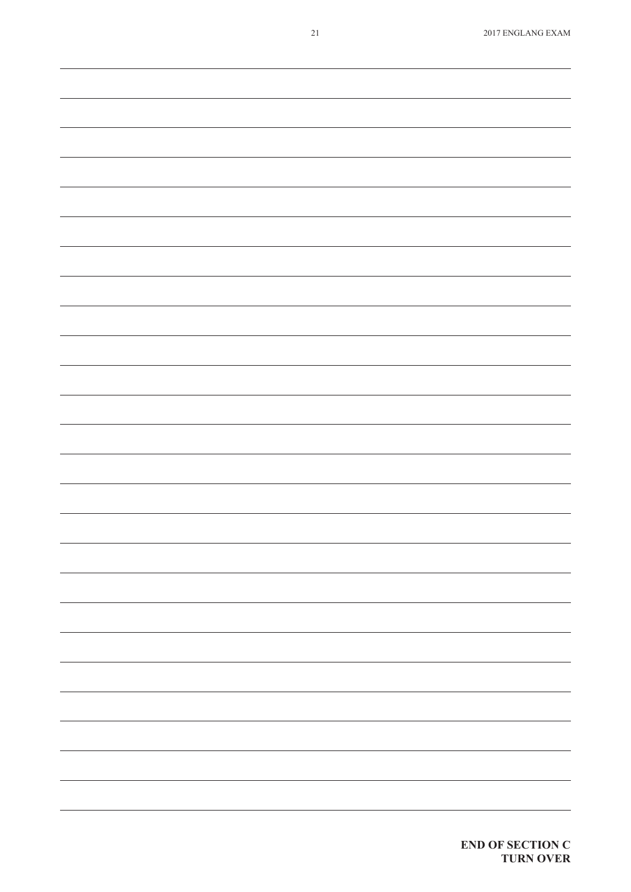**END OF SECTION C**
**TURN OVER**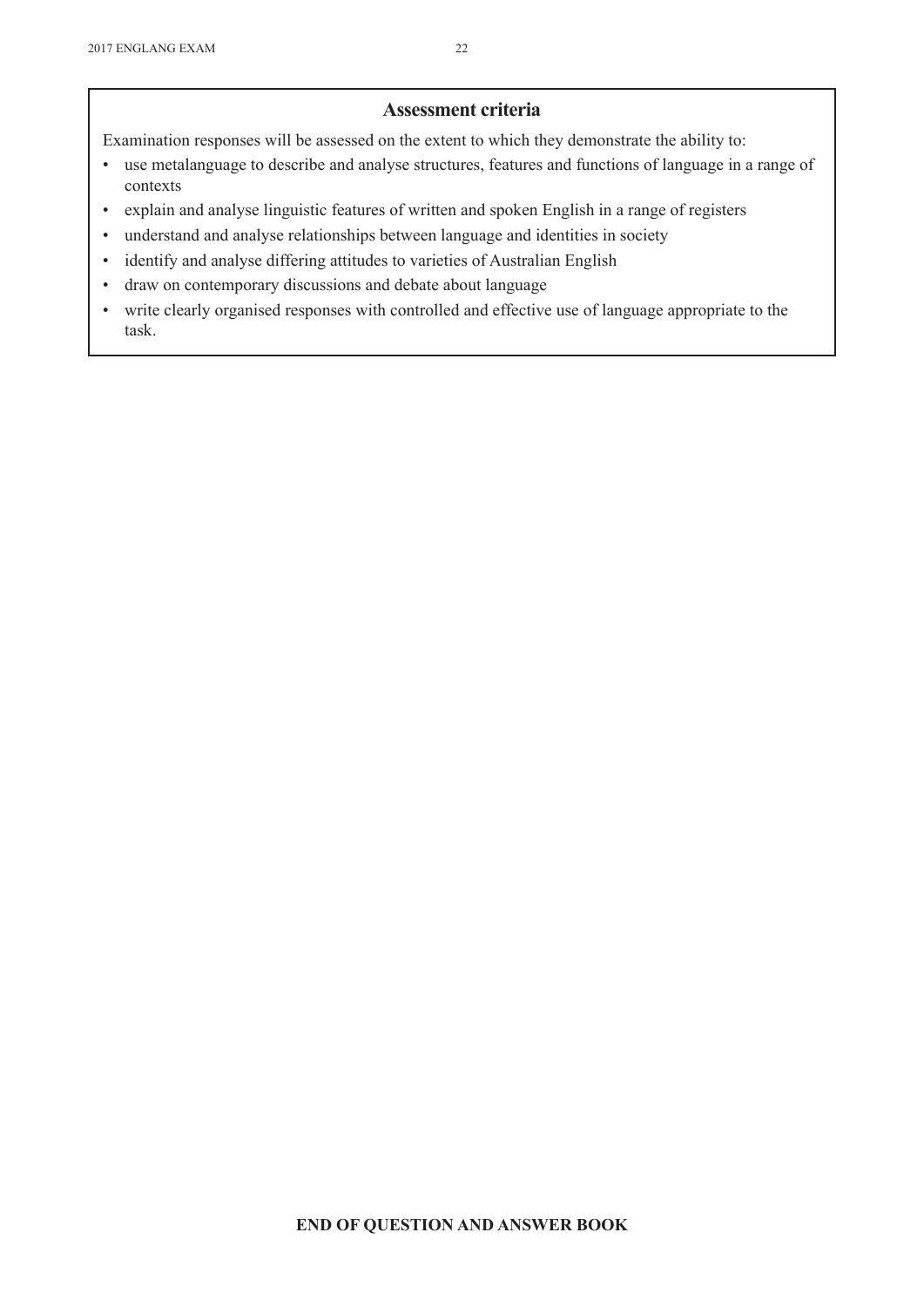## Assessment criteria

Examination responses will be assessed on the extent to which they demonstrate the ability to:

- use metalanguage to describe and analyse structures, features and functions of language in a range of contexts
- explain and analyse linguistic features of written and spoken English in a range of registers
- understand and analyse relationships between language and identities in society
- identify and analyse differing attitudes to varieties of Australian English
- draw on contemporary discussions and debate about language
- write clearly organised responses with controlled and effective use of language appropriate to the task.

**END OF QUESTION AND ANSWER BOOK**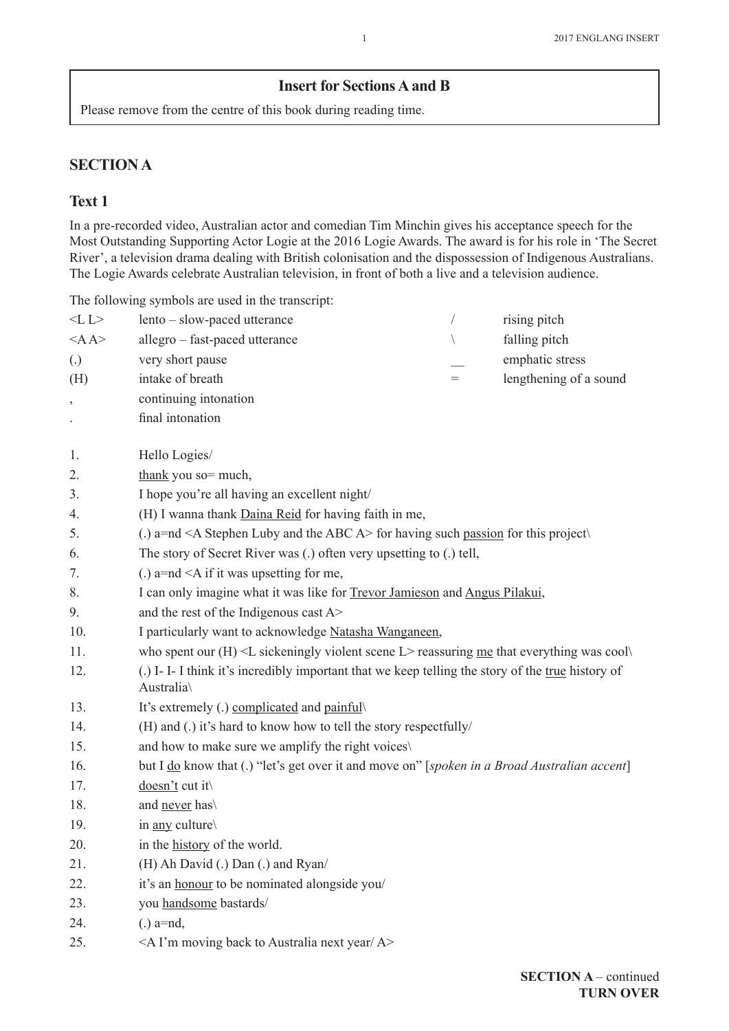## Insert for Sections A and B

Please remove from the centre of this book during reading time.

## SECTION A

### Text 1

In a pre-recorded video, Australian actor and comedian Tim Minchin gives his acceptance speech for the Most Outstanding Supporting Actor Logie at the 2016 Logie Awards. The award is for his role in 'The Secret River', a television drama dealing with British colonisation and the dispossession of Indigenous Australians. The Logie Awards celebrate Australian television, in front of both a live and a television audience.

The following symbols are used in the transcript:

| | | | |
|---|---|---|---|
| <L L> | lento – slow-paced utterance | / | rising pitch |
| <A A> | allegro – fast-paced utterance | \ | falling pitch |
| (.) | very short pause | __ | emphatic stress |
| (H) | intake of breath | = | lengthening of a sound |
| , | continuing intonation | | |
| . | final intonation | | |

1. Hello Logies/
2. <u>thank</u> you so= much,
3. I hope you're all having an excellent night/
4. (H) I wanna thank <u>Daina Reid</u> for having faith in me,
5. (.) a=nd <A Stephen Luby and the ABC A> for having such <u>passion</u> for this project\
6. The story of Secret River was (.) often very upsetting to (.) tell,
7. (.) a=nd <A if it was upsetting for me,
8. I can only imagine what it was like for <u>Trevor Jamieson</u> and <u>Angus Pilakui</u>,
9. and the rest of the Indigenous cast A>
10. I particularly want to acknowledge <u>Natasha Wanganeen</u>,
11. who spent our (H) <L sickeningly violent scene L> reassuring <u>me</u> that everything was cool\
12. (.) I- I- I think it's incredibly important that we keep telling the story of the <u>true</u> history of Australia\
13. It's extremely (.) <u>complicated</u> and <u>painful</u>\
14. (H) and (.) it's hard to know how to tell the story respectfully/
15. and how to make sure we amplify the right voices\
16. but I <u>do</u> know that (.) "let's get over it and move on" [*spoken in a Broad Australian accent*]
17. <u>doesn't</u> cut it\
18. and <u>never</u> has\
19. in <u>any</u> culture\
20. in the <u>history</u> of the world.
21. (H) Ah David (.) Dan (.) and Ryan/
22. it's an <u>honour</u> to be nominated alongside you/
23. you <u>handsome</u> bastards/
24. (.) a=nd,
25. <A I'm moving back to Australia next year/ A>

**SECTION A** – continued
**TURN OVER**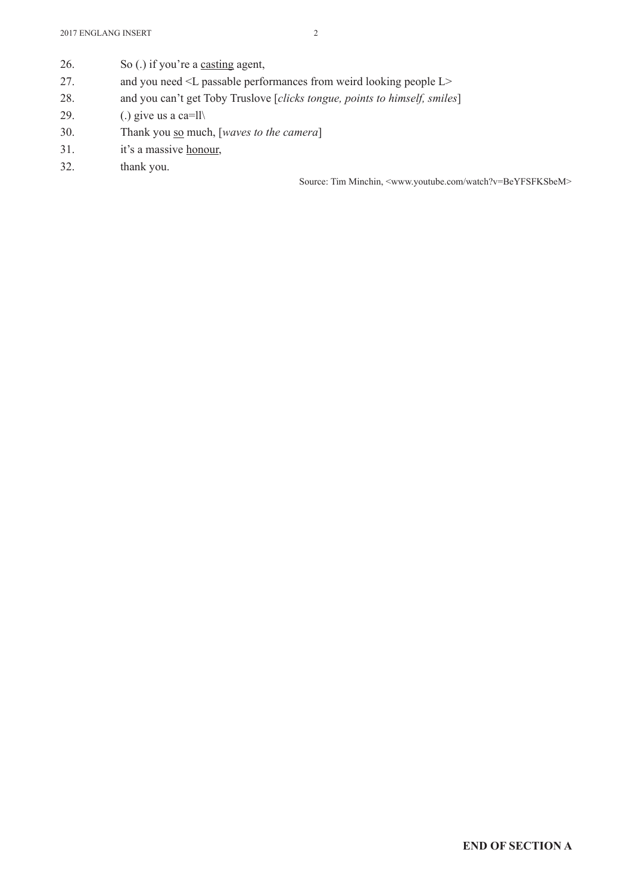26. So (.) if you're a <u>casting</u> agent,
27. and you need <L passable performances from weird looking people L>
28. and you can't get Toby Truslove [*clicks tongue, points to himself, smiles*]
29. (.) give us a ca=ll\
30. Thank you <u>so</u> much, [*waves to the camera*]
31. it's a massive <u>honour,</u>
32. thank you.

Source: Tim Minchin, <www.youtube.com/watch?v=BeYFSFKSbeM>

**END OF SECTION A**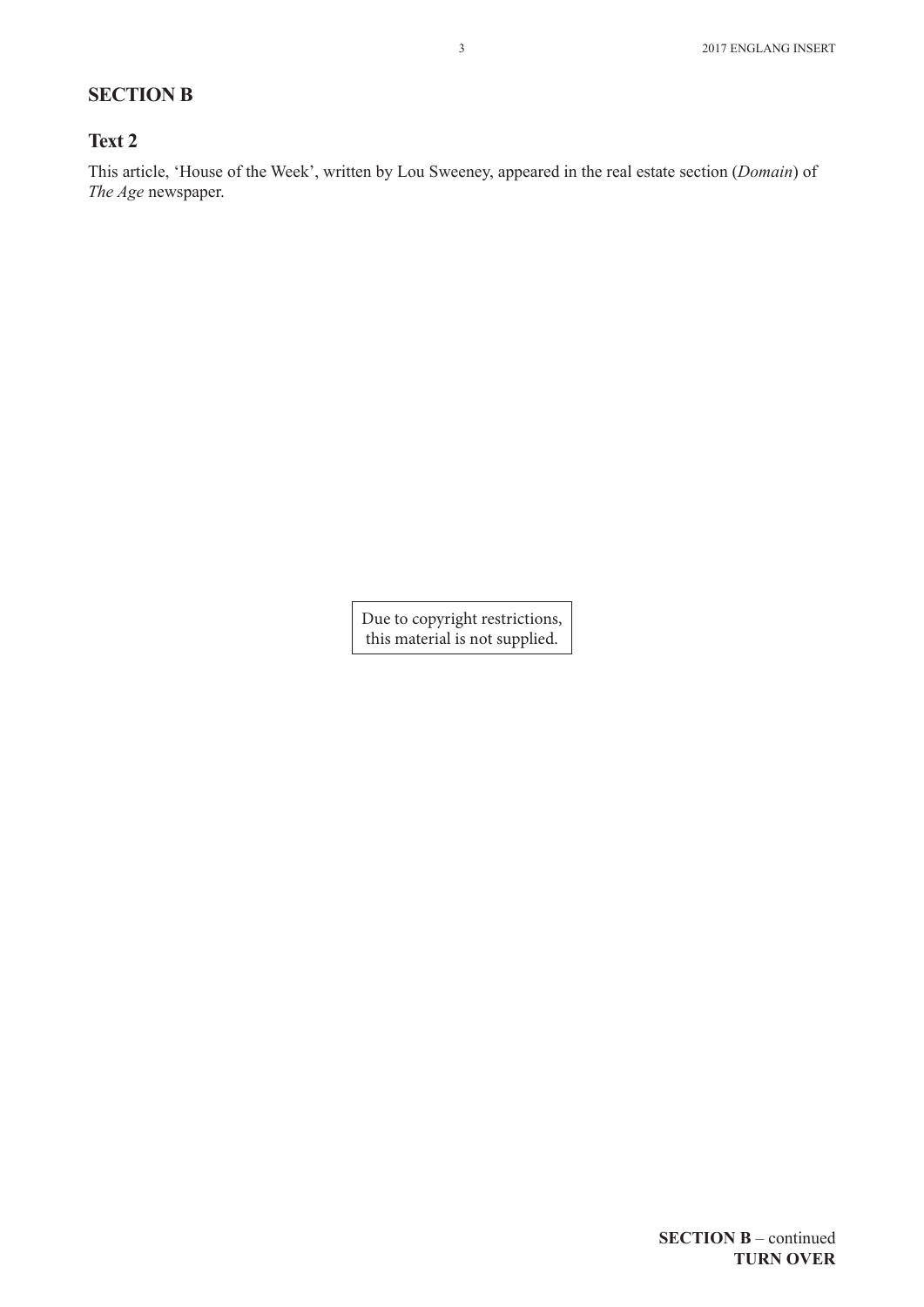## SECTION B

### Text 2

This article, 'House of the Week', written by Lou Sweeney, appeared in the real estate section (*Domain*) of *The Age* newspaper.

Due to copyright restrictions, this material is not supplied.

**SECTION B** – continued
**TURN OVER**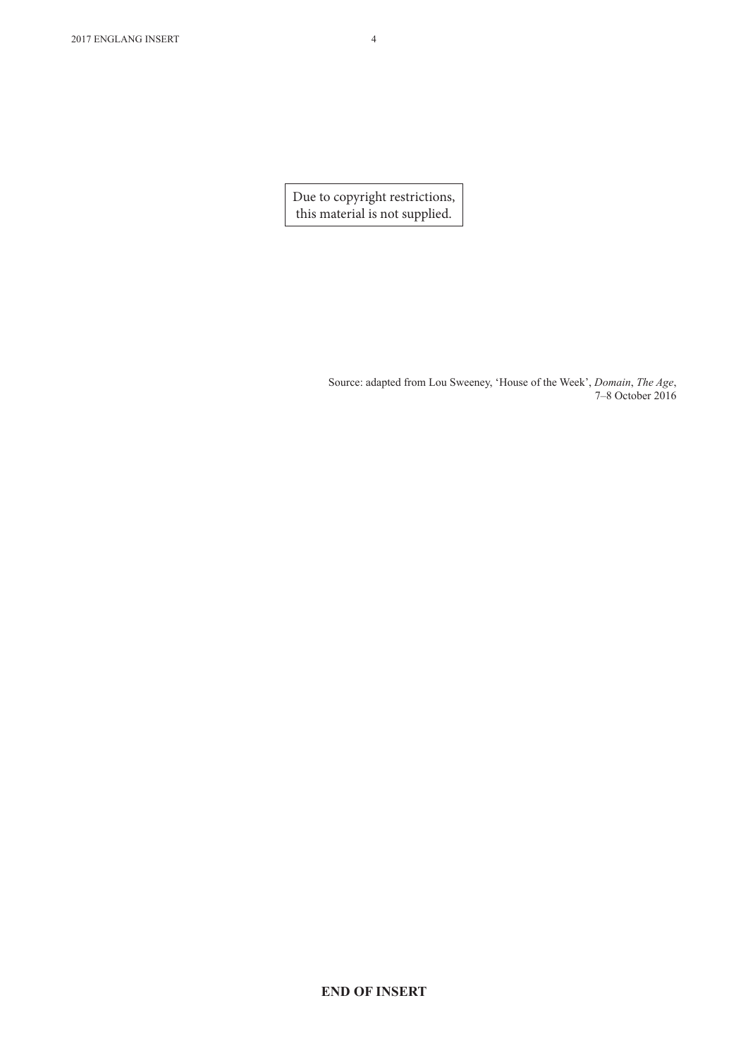Due to copyright restrictions, this material is not supplied.

Source: adapted from Lou Sweeney, 'House of the Week', *Domain*, *The Age*, 7–8 October 2016

**END OF INSERT**